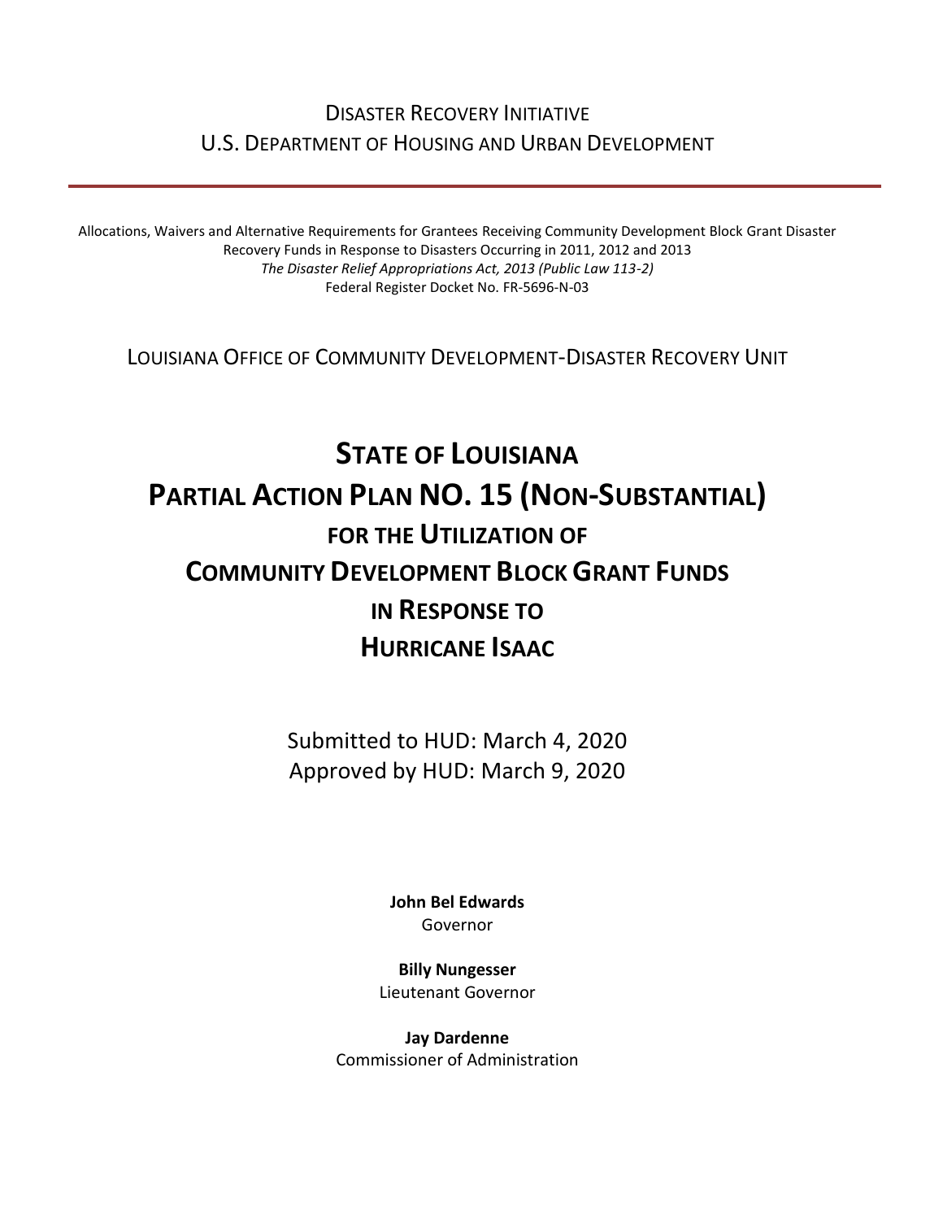Disaster Recovery Initiative
U.S. Department of Housing and Urban Development

---

Allocations, Waivers and Alternative Requirements for Grantees Receiving Community Development Block Grant Disaster Recovery Funds in Response to Disasters Occurring in 2011, 2012 and 2013
*The Disaster Relief Appropriations Act, 2013 (Public Law 113-2)*
Federal Register Docket No. FR-5696-N-03

Louisiana Office of Community Development-Disaster Recovery Unit

# State of Louisiana
# Partial Action Plan NO. 15 (Non-Substantial)
## for the Utilization of
## Community Development Block Grant Funds
## in Response to
## Hurricane Isaac

Submitted to HUD: March 4, 2020
Approved by HUD: March 9, 2020

**John Bel Edwards**
Governor

**Billy Nungesser**
Lieutenant Governor

**Jay Dardenne**
Commissioner of Administration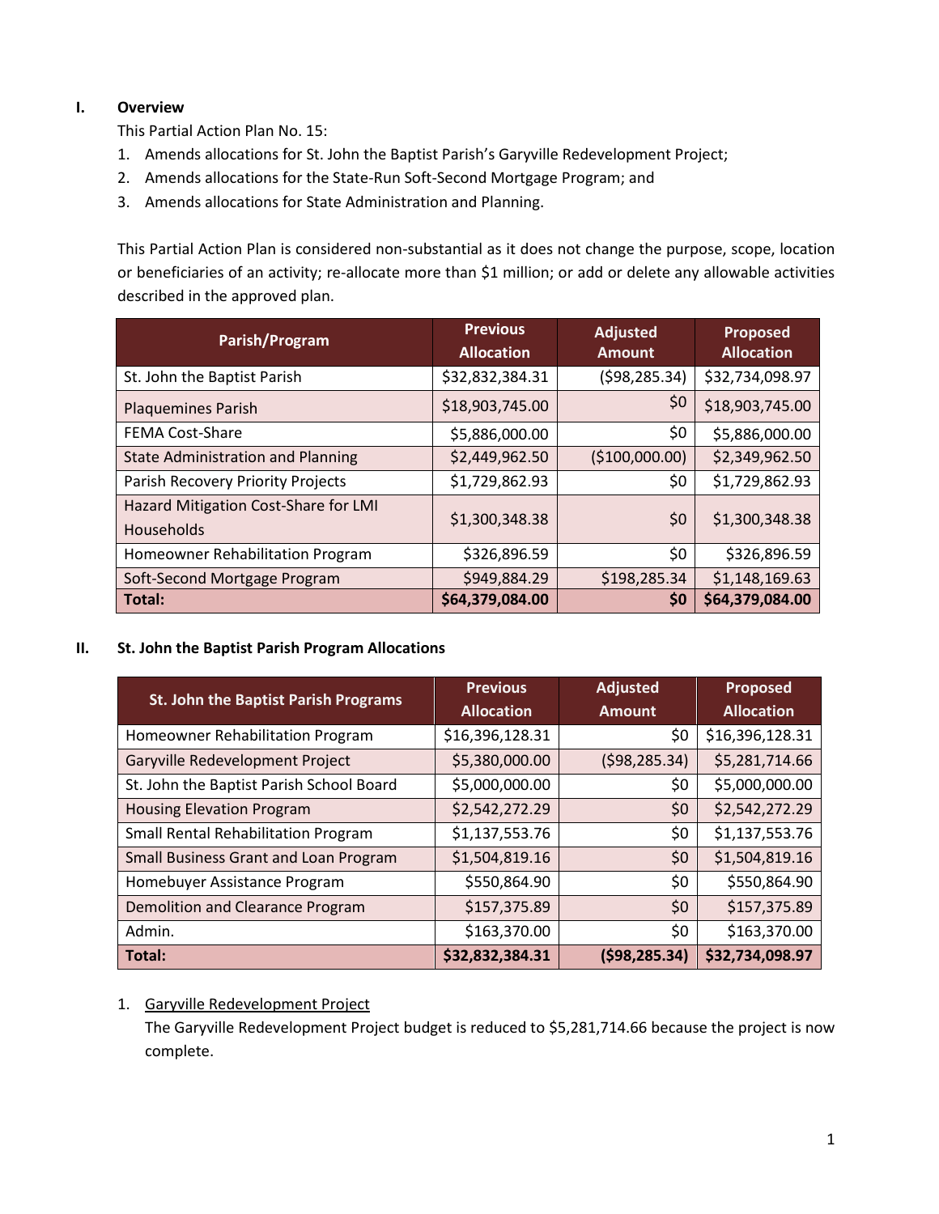## I. Overview

This Partial Action Plan No. 15:

1. Amends allocations for St. John the Baptist Parish's Garyville Redevelopment Project;
2. Amends allocations for the State-Run Soft-Second Mortgage Program; and
3. Amends allocations for State Administration and Planning.

This Partial Action Plan is considered non-substantial as it does not change the purpose, scope, location or beneficiaries of an activity; re-allocate more than $1 million; or add or delete any allowable activities described in the approved plan.

| Parish/Program | Previous Allocation | Adjusted Amount | Proposed Allocation |
|---|---|---|---|
| St. John the Baptist Parish | $32,832,384.31 | ($98,285.34) | $32,734,098.97 |
| Plaquemines Parish | $18,903,745.00 | $0 | $18,903,745.00 |
| FEMA Cost-Share | $5,886,000.00 | $0 | $5,886,000.00 |
| State Administration and Planning | $2,449,962.50 | ($100,000.00) | $2,349,962.50 |
| Parish Recovery Priority Projects | $1,729,862.93 | $0 | $1,729,862.93 |
| Hazard Mitigation Cost-Share for LMI Households | $1,300,348.38 | $0 | $1,300,348.38 |
| Homeowner Rehabilitation Program | $326,896.59 | $0 | $326,896.59 |
| Soft-Second Mortgage Program | $949,884.29 | $198,285.34 | $1,148,169.63 |
| **Total:** | **$64,379,084.00** | **$0** | **$64,379,084.00** |

## II. St. John the Baptist Parish Program Allocations

| St. John the Baptist Parish Programs | Previous Allocation | Adjusted Amount | Proposed Allocation |
|---|---|---|---|
| Homeowner Rehabilitation Program | $16,396,128.31 | $0 | $16,396,128.31 |
| Garyville Redevelopment Project | $5,380,000.00 | ($98,285.34) | $5,281,714.66 |
| St. John the Baptist Parish School Board | $5,000,000.00 | $0 | $5,000,000.00 |
| Housing Elevation Program | $2,542,272.29 | $0 | $2,542,272.29 |
| Small Rental Rehabilitation Program | $1,137,553.76 | $0 | $1,137,553.76 |
| Small Business Grant and Loan Program | $1,504,819.16 | $0 | $1,504,819.16 |
| Homebuyer Assistance Program | $550,864.90 | $0 | $550,864.90 |
| Demolition and Clearance Program | $157,375.89 | $0 | $157,375.89 |
| Admin. | $163,370.00 | $0 | $163,370.00 |
| **Total:** | **$32,832,384.31** | **($98,285.34)** | **$32,734,098.97** |

1. Garyville Redevelopment Project

   The Garyville Redevelopment Project budget is reduced to $5,281,714.66 because the project is now complete.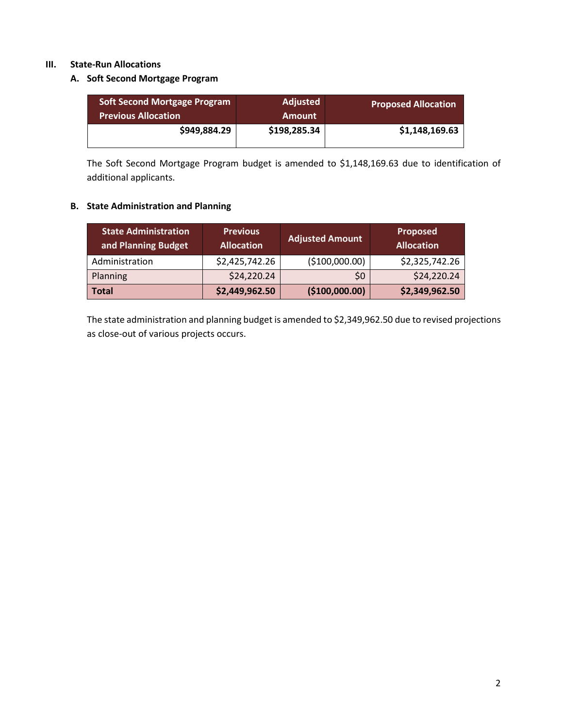## III. State-Run Allocations

### A. Soft Second Mortgage Program

| Soft Second Mortgage Program Previous Allocation | Adjusted Amount | Proposed Allocation |
|---|---|---|
| **$949,884.29** | **$198,285.34** | **$1,148,169.63** |

The Soft Second Mortgage Program budget is amended to $1,148,169.63 due to identification of additional applicants.

### B. State Administration and Planning

| State Administration and Planning Budget | Previous Allocation | Adjusted Amount | Proposed Allocation |
|---|---|---|---|
| Administration | $2,425,742.26 | ($100,000.00) | $2,325,742.26 |
| Planning | $24,220.24 | $0 | $24,220.24 |
| **Total** | **$2,449,962.50** | **($100,000.00)** | **$2,349,962.50** |

The state administration and planning budget is amended to $2,349,962.50 due to revised projections as close-out of various projects occurs.